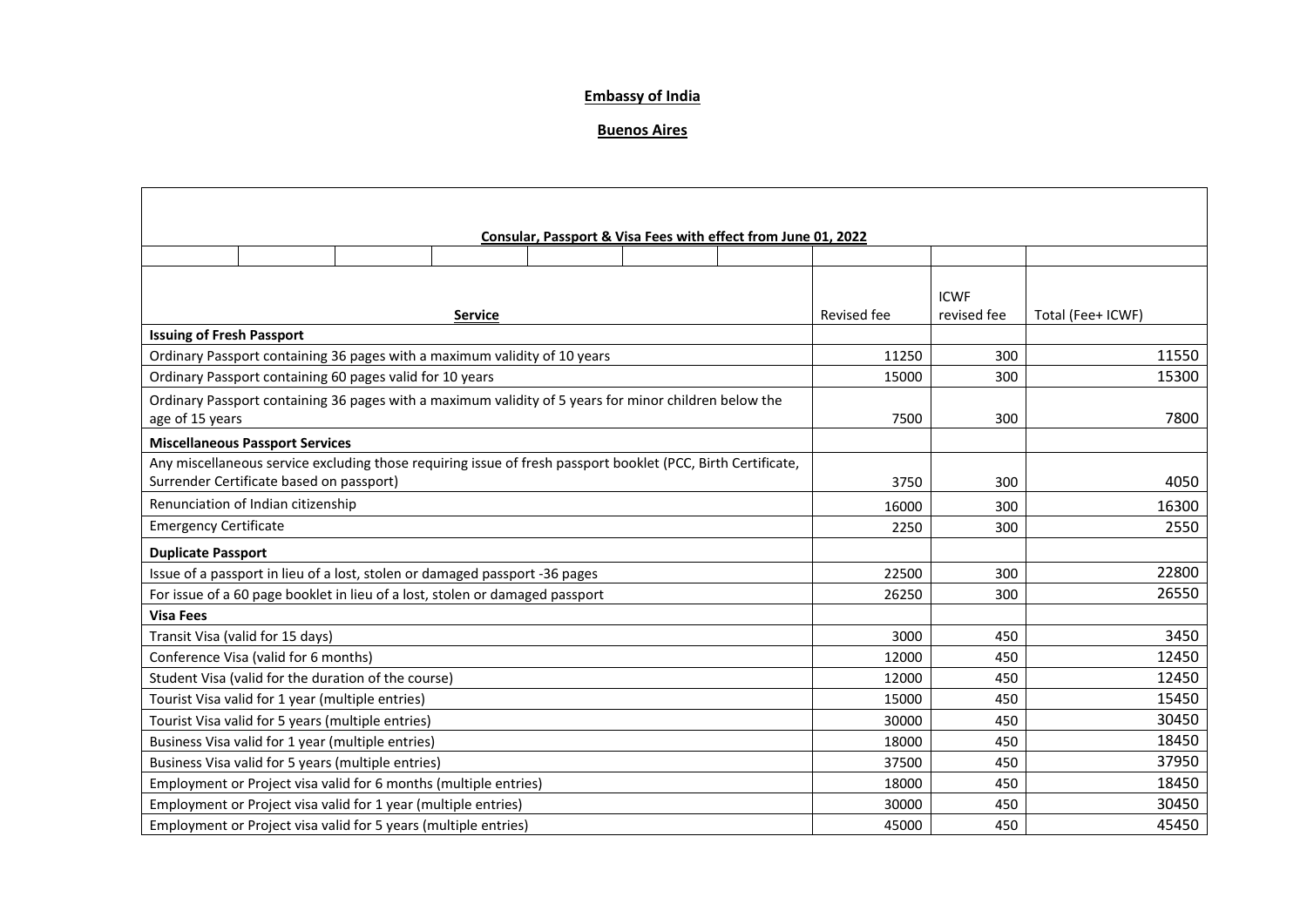**Embassy of India**

**Buenos Aires**

| Consular, Passport & Visa Fees with effect from June 01, 2022 | | | |
|---|---|---|---|
| **Service** | Revised fee | ICWF revised fee | Total (Fee+ ICWF) |
| **Issuing of Fresh Passport** | | | |
| Ordinary Passport containing 36 pages with a maximum validity of 10 years | 11250 | 300 | 11550 |
| Ordinary Passport containing 60 pages valid for 10 years | 15000 | 300 | 15300 |
| Ordinary Passport containing 36 pages with a maximum validity of 5 years for minor children below the age of 15 years | 7500 | 300 | 7800 |
| **Miscellaneous Passport Services** | | | |
| Any miscellaneous service excluding those requiring issue of fresh passport booklet (PCC, Birth Certificate, Surrender Certificate based on passport) | 3750 | 300 | 4050 |
| Renunciation of Indian citizenship | 16000 | 300 | 16300 |
| Emergency Certificate | 2250 | 300 | 2550 |
| **Duplicate Passport** | | | |
| Issue of a passport in lieu of a lost, stolen or damaged passport -36 pages | 22500 | 300 | 22800 |
| For issue of a 60 page booklet in lieu of a lost, stolen or damaged passport | 26250 | 300 | 26550 |
| **Visa Fees** | | | |
| Transit Visa (valid for 15 days) | 3000 | 450 | 3450 |
| Conference Visa (valid for 6 months) | 12000 | 450 | 12450 |
| Student Visa (valid for the duration of the course) | 12000 | 450 | 12450 |
| Tourist Visa valid for 1 year (multiple entries) | 15000 | 450 | 15450 |
| Tourist Visa valid for 5 years (multiple entries) | 30000 | 450 | 30450 |
| Business Visa valid for 1 year (multiple entries) | 18000 | 450 | 18450 |
| Business Visa valid for 5 years (multiple entries) | 37500 | 450 | 37950 |
| Employment or Project visa valid for 6 months (multiple entries) | 18000 | 450 | 18450 |
| Employment or Project visa valid for 1 year (multiple entries) | 30000 | 450 | 30450 |
| Employment or Project visa valid for 5 years (multiple entries) | 45000 | 450 | 45450 |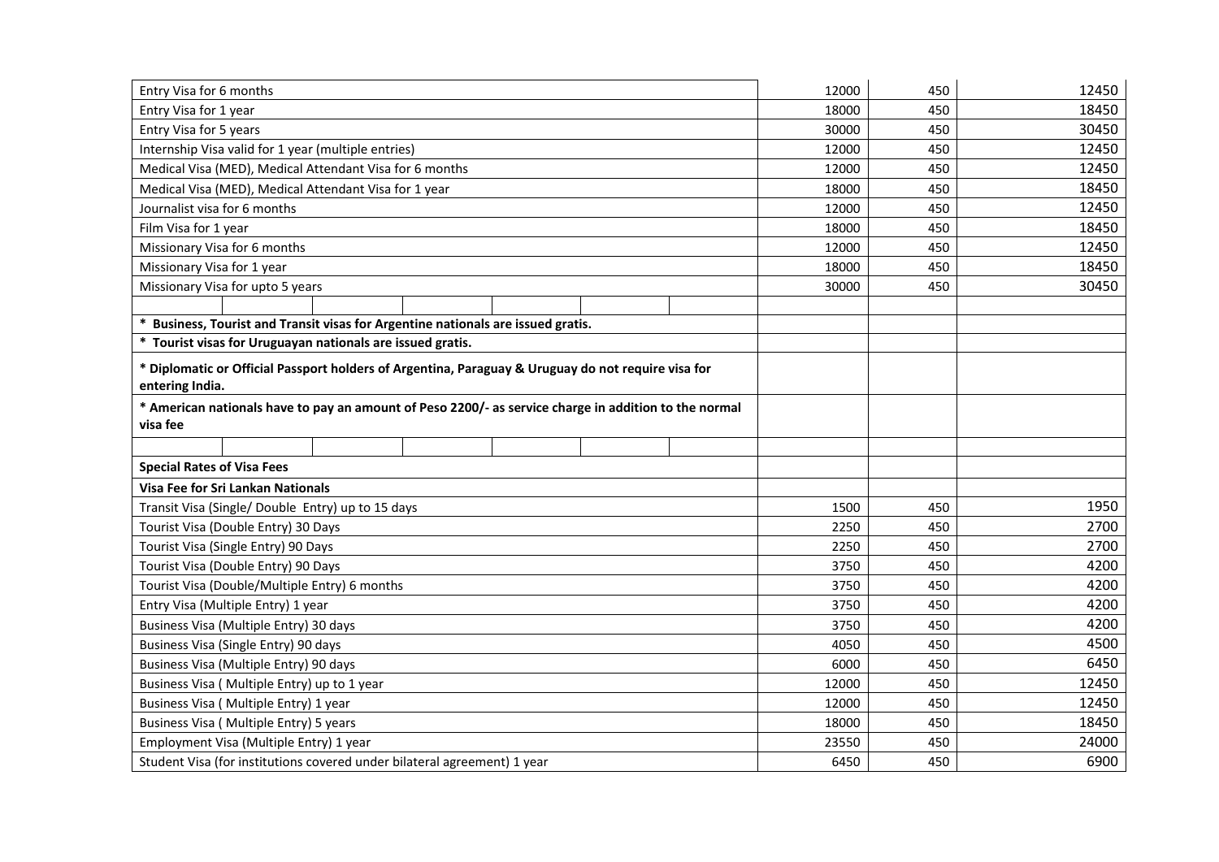| | | | |
|---|---|---|---|
| Entry Visa for 6 months | 12000 | 450 | 12450 |
| Entry Visa for 1 year | 18000 | 450 | 18450 |
| Entry Visa for 5 years | 30000 | 450 | 30450 |
| Internship Visa valid for 1 year (multiple entries) | 12000 | 450 | 12450 |
| Medical Visa (MED), Medical Attendant Visa for 6 months | 12000 | 450 | 12450 |
| Medical Visa (MED), Medical Attendant Visa for 1 year | 18000 | 450 | 18450 |
| Journalist visa for 6 months | 12000 | 450 | 12450 |
| Film Visa for 1 year | 18000 | 450 | 18450 |
| Missionary Visa for 6 months | 12000 | 450 | 12450 |
| Missionary Visa for 1 year | 18000 | 450 | 18450 |
| Missionary Visa for upto 5 years | 30000 | 450 | 30450 |
| | | | |
| **\* Business, Tourist and Transit visas for Argentine nationals are issued gratis.** | | | |
| **\* Tourist visas for Uruguayan nationals are issued gratis.** | | | |
| **\* Diplomatic or Official Passport holders of Argentina, Paraguay & Uruguay do not require visa for entering India.** | | | |
| **\* American nationals have to pay an amount of Peso 2200/- as service charge in addition to the normal visa fee** | | | |
| | | | |
| **Special Rates of Visa Fees** | | | |
| **Visa Fee for Sri Lankan Nationals** | | | |
| Transit Visa (Single/ Double Entry) up to 15 days | 1500 | 450 | 1950 |
| Tourist Visa (Double Entry) 30 Days | 2250 | 450 | 2700 |
| Tourist Visa (Single Entry) 90 Days | 2250 | 450 | 2700 |
| Tourist Visa (Double Entry) 90 Days | 3750 | 450 | 4200 |
| Tourist Visa (Double/Multiple Entry) 6 months | 3750 | 450 | 4200 |
| Entry Visa (Multiple Entry) 1 year | 3750 | 450 | 4200 |
| Business Visa (Multiple Entry) 30 days | 3750 | 450 | 4200 |
| Business Visa (Single Entry) 90 days | 4050 | 450 | 4500 |
| Business Visa (Multiple Entry) 90 days | 6000 | 450 | 6450 |
| Business Visa ( Multiple Entry) up to 1 year | 12000 | 450 | 12450 |
| Business Visa ( Multiple Entry) 1 year | 12000 | 450 | 12450 |
| Business Visa ( Multiple Entry) 5 years | 18000 | 450 | 18450 |
| Employment Visa (Multiple Entry) 1 year | 23550 | 450 | 24000 |
| Student Visa (for institutions covered under bilateral agreement) 1 year | 6450 | 450 | 6900 |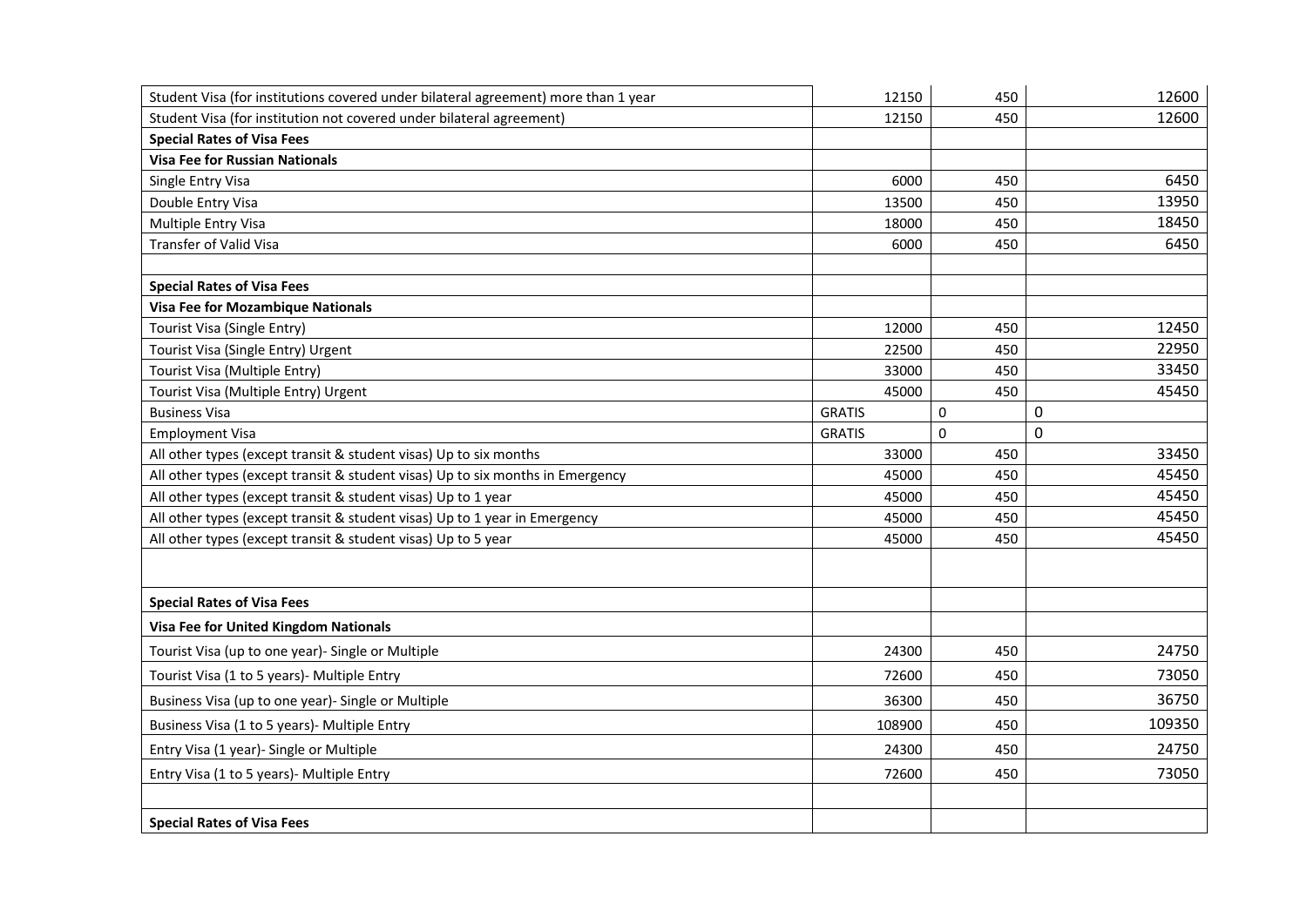| | | | |
|---|---|---|---|
| Student Visa (for institutions covered under bilateral agreement) more than 1 year | 12150 | 450 | 12600 |
| Student Visa (for institution not covered under bilateral agreement) | 12150 | 450 | 12600 |
| **Special Rates of Visa Fees** | | | |
| **Visa Fee for Russian Nationals** | | | |
| Single Entry Visa | 6000 | 450 | 6450 |
| Double Entry Visa | 13500 | 450 | 13950 |
| Multiple Entry Visa | 18000 | 450 | 18450 |
| Transfer of Valid Visa | 6000 | 450 | 6450 |
| | | | |
| **Special Rates of Visa Fees** | | | |
| **Visa Fee for Mozambique Nationals** | | | |
| Tourist Visa (Single Entry) | 12000 | 450 | 12450 |
| Tourist Visa (Single Entry) Urgent | 22500 | 450 | 22950 |
| Tourist Visa (Multiple Entry) | 33000 | 450 | 33450 |
| Tourist Visa (Multiple Entry) Urgent | 45000 | 450 | 45450 |
| Business Visa | GRATIS | 0 | 0 |
| Employment Visa | GRATIS | 0 | 0 |
| All other types (except transit & student visas) Up to six months | 33000 | 450 | 33450 |
| All other types (except transit & student visas) Up to six months in Emergency | 45000 | 450 | 45450 |
| All other types (except transit & student visas) Up to 1 year | 45000 | 450 | 45450 |
| All other types (except transit & student visas) Up to 1 year in Emergency | 45000 | 450 | 45450 |
| All other types (except transit & student visas) Up to 5 year | 45000 | 450 | 45450 |
| | | | |
| **Special Rates of Visa Fees** | | | |
| **Visa Fee for United Kingdom Nationals** | | | |
| Tourist Visa (up to one year)- Single or Multiple | 24300 | 450 | 24750 |
| Tourist Visa (1 to 5 years)- Multiple Entry | 72600 | 450 | 73050 |
| Business Visa (up to one year)- Single or Multiple | 36300 | 450 | 36750 |
| Business Visa (1 to 5 years)- Multiple Entry | 108900 | 450 | 109350 |
| Entry Visa (1 year)- Single or Multiple | 24300 | 450 | 24750 |
| Entry Visa (1 to 5 years)- Multiple Entry | 72600 | 450 | 73050 |
| | | | |
| **Special Rates of Visa Fees** | | | |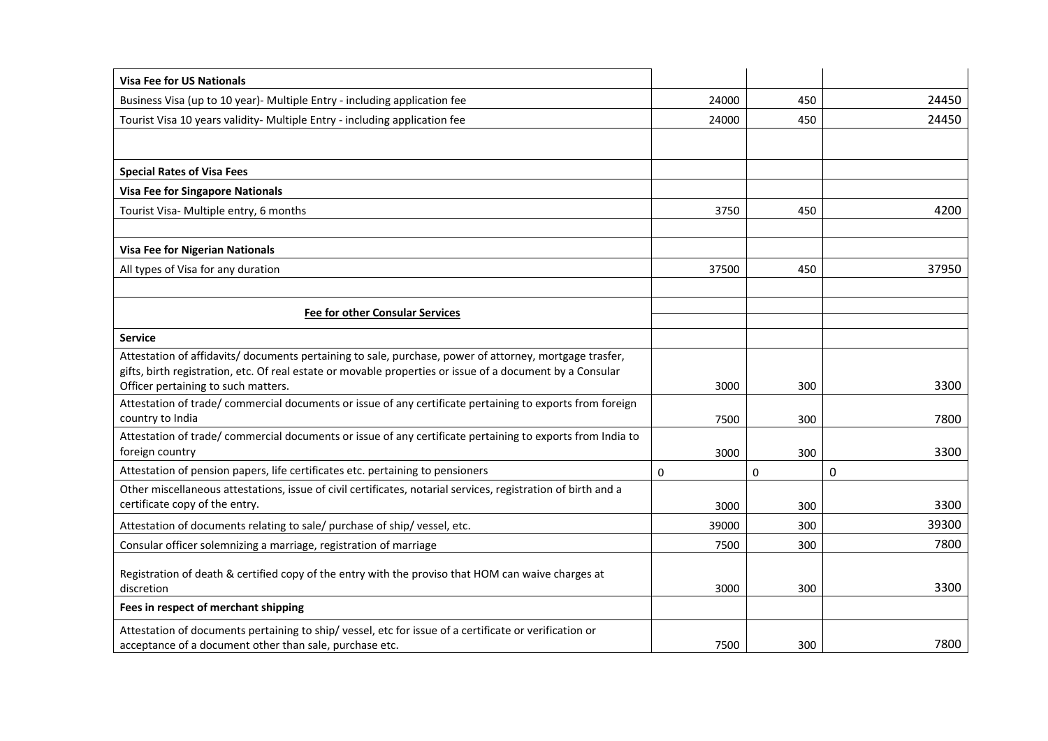| | | | |
|---|---|---|---|
| **Visa Fee for US Nationals** | | | |
| Business Visa (up to 10 year)- Multiple Entry - including application fee | 24000 | 450 | 24450 |
| Tourist Visa 10 years validity- Multiple Entry - including application fee | 24000 | 450 | 24450 |
| | | | |
| **Special Rates of Visa Fees** | | | |
| **Visa Fee for Singapore Nationals** | | | |
| Tourist Visa- Multiple entry, 6 months | 3750 | 450 | 4200 |
| | | | |
| **Visa Fee for Nigerian Nationals** | | | |
| All types of Visa for any duration | 37500 | 450 | 37950 |
| | | | |
| **<u>Fee for other Consular Services</u>** | | | |
| **Service** | | | |
| Attestation of affidavits/ documents pertaining to sale, purchase, power of attorney, mortgage trasfer, gifts, birth registration, etc. Of real estate or movable properties or issue of a document by a Consular Officer pertaining to such matters. | 3000 | 300 | 3300 |
| Attestation of trade/ commercial documents or issue of any certificate pertaining to exports from foreign country to India | 7500 | 300 | 7800 |
| Attestation of trade/ commercial documents or issue of any certificate pertaining to exports from India to foreign country | 3000 | 300 | 3300 |
| Attestation of pension papers, life certificates etc. pertaining to pensioners | 0 | 0 | 0 |
| Other miscellaneous attestations, issue of civil certificates, notarial services, registration of birth and a certificate copy of the entry. | 3000 | 300 | 3300 |
| Attestation of documents relating to sale/ purchase of ship/ vessel, etc. | 39000 | 300 | 39300 |
| Consular officer solemnizing a marriage, registration of marriage | 7500 | 300 | 7800 |
| Registration of death & certified copy of the entry with the proviso that HOM can waive charges at discretion | 3000 | 300 | 3300 |
| **Fees in respect of merchant shipping** | | | |
| Attestation of documents pertaining to ship/ vessel, etc for issue of a certificate or verification or acceptance of a document other than sale, purchase etc. | 7500 | 300 | 7800 |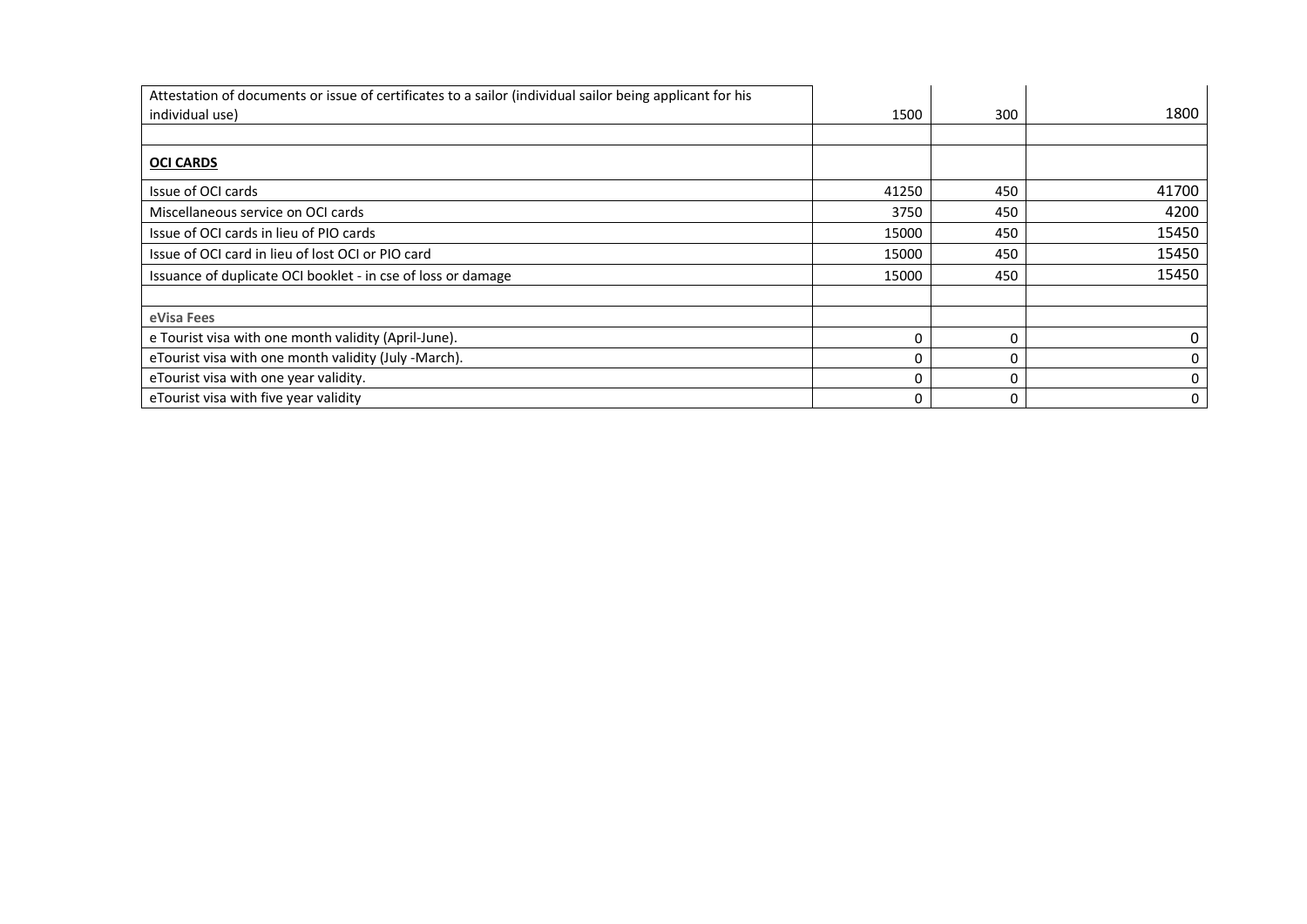| | | | |
|---|---|---|---|
| Attestation of documents or issue of certificates to a sailor (individual sailor being applicant for his individual use) | 1500 | 300 | 1800 |
| | | | |
| **OCI CARDS** | | | |
| Issue of OCI cards | 41250 | 450 | 41700 |
| Miscellaneous service on OCI cards | 3750 | 450 | 4200 |
| Issue of OCI cards in lieu of PIO cards | 15000 | 450 | 15450 |
| Issue of OCI card in lieu of lost OCI or PIO card | 15000 | 450 | 15450 |
| Issuance of duplicate OCI booklet - in cse of loss or damage | 15000 | 450 | 15450 |
| | | | |
| **eVisa Fees** | | | |
| e Tourist visa with one month validity (April-June). | 0 | 0 | 0 |
| eTourist visa with one month validity (July -March). | 0 | 0 | 0 |
| eTourist visa with one year validity. | 0 | 0 | 0 |
| eTourist visa with five year validity | 0 | 0 | 0 |